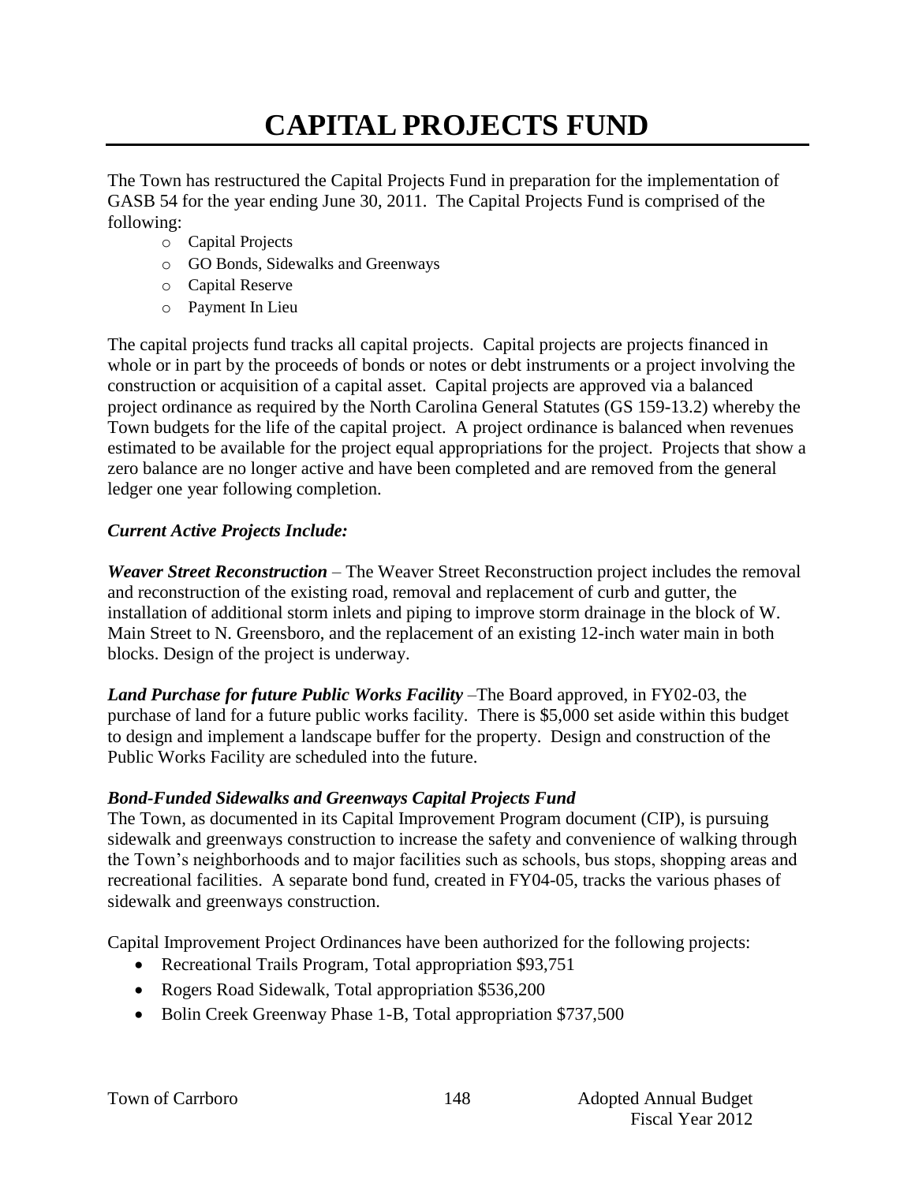# CAPITAL PROJECTS FUND

The Town has restructured the Capital Projects Fund in preparation for the implementation of GASB 54 for the year ending June 30, 2011. The Capital Projects Fund is comprised of the following:

- Capital Projects
- GO Bonds, Sidewalks and Greenways
- Capital Reserve
- Payment In Lieu

The capital projects fund tracks all capital projects. Capital projects are projects financed in whole or in part by the proceeds of bonds or notes or debt instruments or a project involving the construction or acquisition of a capital asset. Capital projects are approved via a balanced project ordinance as required by the North Carolina General Statutes (GS 159-13.2) whereby the Town budgets for the life of the capital project. A project ordinance is balanced when revenues estimated to be available for the project equal appropriations for the project. Projects that show a zero balance are no longer active and have been completed and are removed from the general ledger one year following completion.

***Current Active Projects Include:***

***Weaver Street Reconstruction*** – The Weaver Street Reconstruction project includes the removal and reconstruction of the existing road, removal and replacement of curb and gutter, the installation of additional storm inlets and piping to improve storm drainage in the block of W. Main Street to N. Greensboro, and the replacement of an existing 12-inch water main in both blocks. Design of the project is underway.

***Land Purchase for future Public Works Facility*** –The Board approved, in FY02-03, the purchase of land for a future public works facility. There is $5,000 set aside within this budget to design and implement a landscape buffer for the property. Design and construction of the Public Works Facility are scheduled into the future.

***Bond-Funded Sidewalks and Greenways Capital Projects Fund***

The Town, as documented in its Capital Improvement Program document (CIP), is pursuing sidewalk and greenways construction to increase the safety and convenience of walking through the Town's neighborhoods and to major facilities such as schools, bus stops, shopping areas and recreational facilities. A separate bond fund, created in FY04-05, tracks the various phases of sidewalk and greenways construction.

Capital Improvement Project Ordinances have been authorized for the following projects:

- Recreational Trails Program, Total appropriation $93,751
- Rogers Road Sidewalk, Total appropriation $536,200
- Bolin Creek Greenway Phase 1-B, Total appropriation $737,500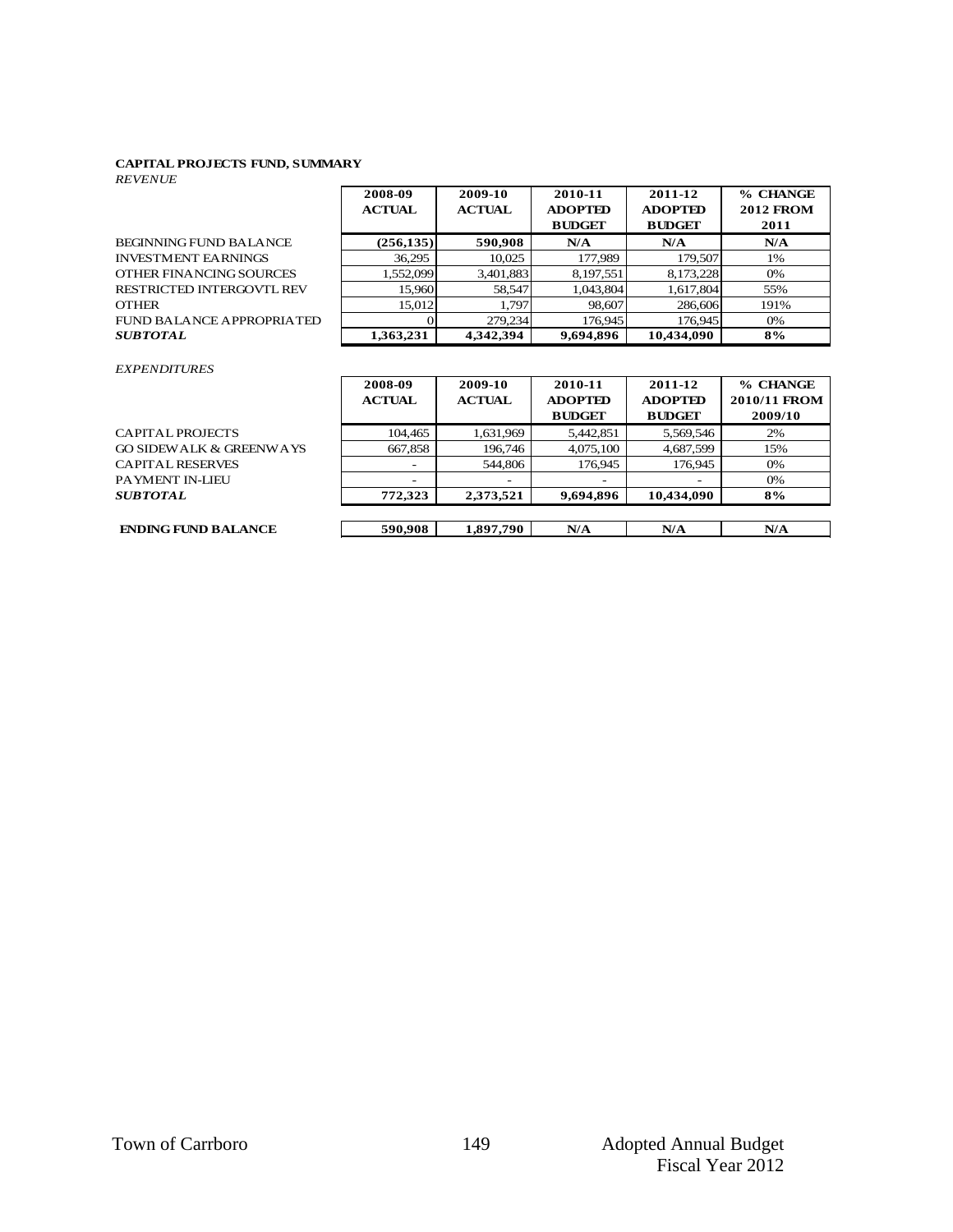**CAPITAL PROJECTS FUND, SUMMARY**

*REVENUE*

| | 2008-09 ACTUAL | 2009-10 ACTUAL | 2010-11 ADOPTED BUDGET | 2011-12 ADOPTED BUDGET | % CHANGE 2012 FROM 2011 |
|---|---|---|---|---|---|
| BEGINNING FUND BALANCE | **(256,135)** | **590,908** | **N/A** | **N/A** | **N/A** |
| INVESTMENT EARNINGS | 36,295 | 10,025 | 177,989 | 179,507 | 1% |
| OTHER FINANCING SOURCES | 1,552,099 | 3,401,883 | 8,197,551 | 8,173,228 | 0% |
| RESTRICTED INTERGOVTL REV | 15,960 | 58,547 | 1,043,804 | 1,617,804 | 55% |
| OTHER | 15,012 | 1,797 | 98,607 | 286,606 | 191% |
| FUND BALANCE APPROPRIATED | 0 | 279,234 | 176,945 | 176,945 | 0% |
| ***SUBTOTAL*** | **1,363,231** | **4,342,394** | **9,694,896** | **10,434,090** | **8%** |

*EXPENDITURES*

| | 2008-09 ACTUAL | 2009-10 ACTUAL | 2010-11 ADOPTED BUDGET | 2011-12 ADOPTED BUDGET | % CHANGE 2010/11 FROM 2009/10 |
|---|---|---|---|---|---|
| CAPITAL PROJECTS | 104,465 | 1,631,969 | 5,442,851 | 5,569,546 | 2% |
| GO SIDEWALK & GREENWAYS | 667,858 | 196,746 | 4,075,100 | 4,687,599 | 15% |
| CAPITAL RESERVES | - | 544,806 | 176,945 | 176,945 | 0% |
| PAYMENT IN-LIEU | - | - | - | - | 0% |
| ***SUBTOTAL*** | **772,323** | **2,373,521** | **9,694,896** | **10,434,090** | **8%** |
| | | | | | |
| **ENDING FUND BALANCE** | **590,908** | **1,897,790** | **N/A** | **N/A** | **N/A** |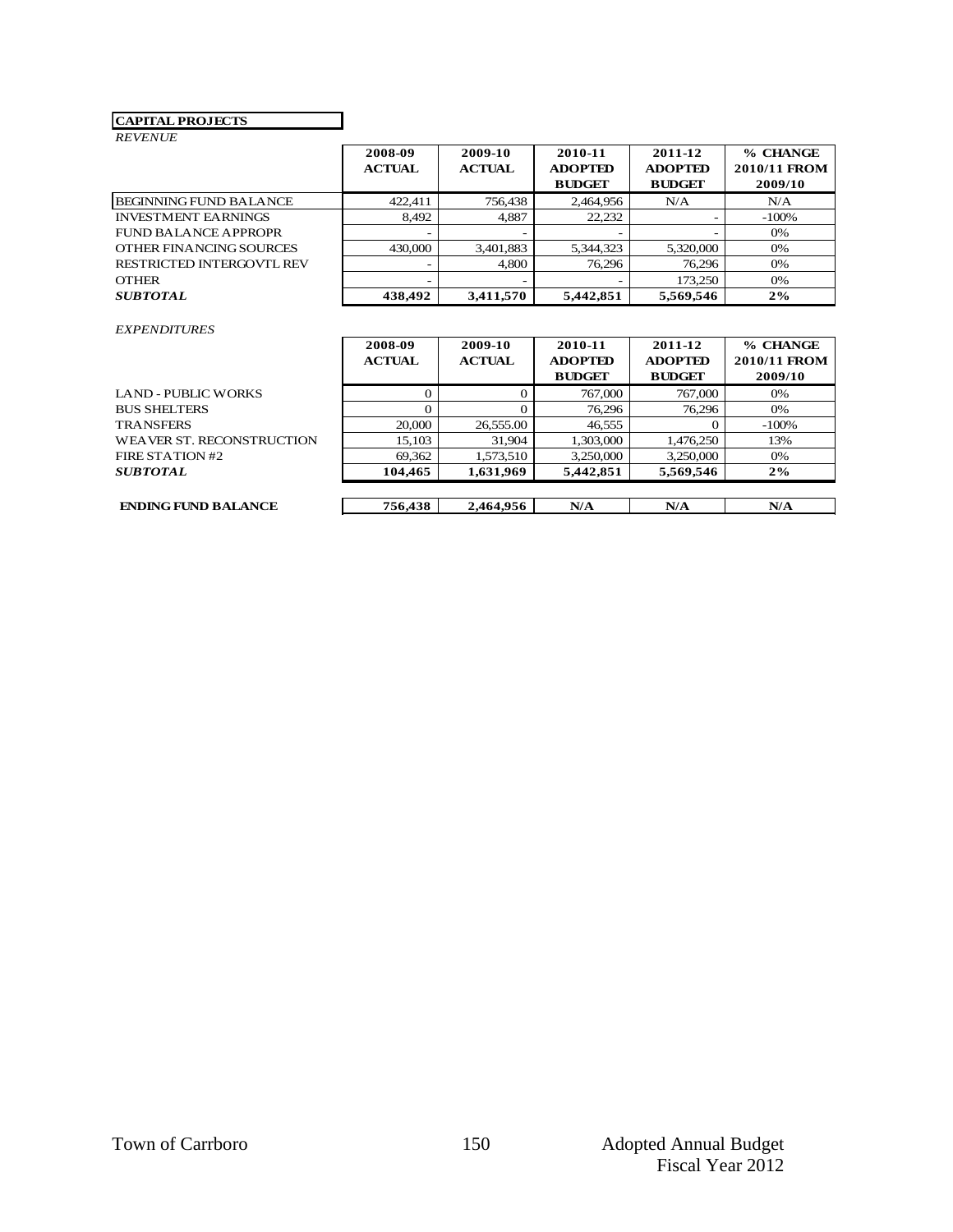**CAPITAL PROJECTS**

*REVENUE*

| | 2008-09 ACTUAL | 2009-10 ACTUAL | 2010-11 ADOPTED BUDGET | 2011-12 ADOPTED BUDGET | % CHANGE 2010/11 FROM 2009/10 |
|---|---|---|---|---|---|
| BEGINNING FUND BALANCE | 422,411 | 756,438 | 2,464,956 | N/A | N/A |
| INVESTMENT EARNINGS | 8,492 | 4,887 | 22,232 | - | -100% |
| FUND BALANCE APPROPR | - | - | - | - | 0% |
| OTHER FINANCING SOURCES | 430,000 | 3,401,883 | 5,344,323 | 5,320,000 | 0% |
| RESTRICTED INTERGOVTL REV | - | 4,800 | 76,296 | 76,296 | 0% |
| OTHER | - | - | - | 173,250 | 0% |
| ***SUBTOTAL*** | **438,492** | **3,411,570** | **5,442,851** | **5,569,546** | **2%** |

*EXPENDITURES*

| | 2008-09 ACTUAL | 2009-10 ACTUAL | 2010-11 ADOPTED BUDGET | 2011-12 ADOPTED BUDGET | % CHANGE 2010/11 FROM 2009/10 |
|---|---|---|---|---|---|
| LAND - PUBLIC WORKS | 0 | 0 | 767,000 | 767,000 | 0% |
| BUS SHELTERS | 0 | 0 | 76,296 | 76,296 | 0% |
| TRANSFERS | 20,000 | 26,555.00 | 46,555 | 0 | -100% |
| WEAVER ST. RECONSTRUCTION | 15,103 | 31,904 | 1,303,000 | 1,476,250 | 13% |
| FIRE STATION #2 | 69,362 | 1,573,510 | 3,250,000 | 3,250,000 | 0% |
| ***SUBTOTAL*** | **104,465** | **1,631,969** | **5,442,851** | **5,569,546** | **2%** |
| | | | | | |
| **ENDING FUND BALANCE** | **756,438** | **2,464,956** | **N/A** | **N/A** | **N/A** |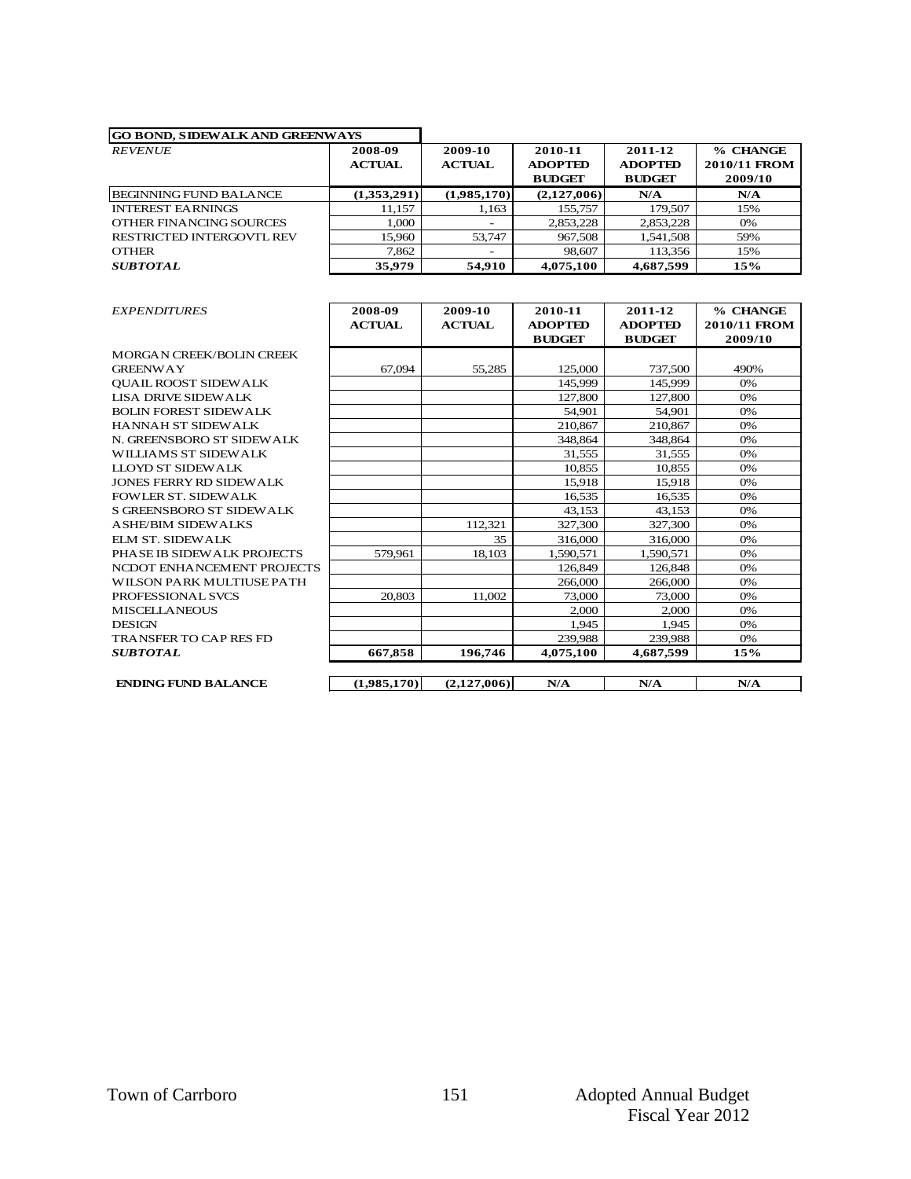## GO BOND, SIDEWALK AND GREENWAYS

| *REVENUE* | 2008-09 ACTUAL | 2009-10 ACTUAL | 2010-11 ADOPTED BUDGET | 2011-12 ADOPTED BUDGET | % CHANGE 2010/11 FROM 2009/10 |
|---|---|---|---|---|---|
| BEGINNING FUND BALANCE | **(1,353,291)** | **(1,985,170)** | **(2,127,006)** | **N/A** | **N/A** |
| INTEREST EARNINGS | 11,157 | 1,163 | 155,757 | 179,507 | 15% |
| OTHER FINANCING SOURCES | 1,000 | - | 2,853,228 | 2,853,228 | 0% |
| RESTRICTED INTERGOVTL REV | 15,960 | 53,747 | 967,508 | 1,541,508 | 59% |
| OTHER | 7,862 | - | 98,607 | 113,356 | 15% |
| ***SUBTOTAL*** | **35,979** | **54,910** | **4,075,100** | **4,687,599** | **15%** |

| *EXPENDITURES* | 2008-09 ACTUAL | 2009-10 ACTUAL | 2010-11 ADOPTED BUDGET | 2011-12 ADOPTED BUDGET | % CHANGE 2010/11 FROM 2009/10 |
|---|---|---|---|---|---|
| MORGAN CREEK/BOLIN CREEK GREENWAY | 67,094 | 55,285 | 125,000 | 737,500 | 490% |
| QUAIL ROOST SIDEWALK | | | 145,999 | 145,999 | 0% |
| LISA DRIVE SIDEWALK | | | 127,800 | 127,800 | 0% |
| BOLIN FOREST SIDEWALK | | | 54,901 | 54,901 | 0% |
| HANNAH ST SIDEWALK | | | 210,867 | 210,867 | 0% |
| N. GREENSBORO ST SIDEWALK | | | 348,864 | 348,864 | 0% |
| WILLIAMS ST SIDEWALK | | | 31,555 | 31,555 | 0% |
| LLOYD ST SIDEWALK | | | 10,855 | 10,855 | 0% |
| JONES FERRY RD SIDEWALK | | | 15,918 | 15,918 | 0% |
| FOWLER ST. SIDEWALK | | | 16,535 | 16,535 | 0% |
| S GREENSBORO ST SIDEWALK | | | 43,153 | 43,153 | 0% |
| ASHE/BIM SIDEWALKS | | 112,321 | 327,300 | 327,300 | 0% |
| ELM ST. SIDEWALK | | 35 | 316,000 | 316,000 | 0% |
| PHASE IB SIDEWALK PROJECTS | 579,961 | 18,103 | 1,590,571 | 1,590,571 | 0% |
| NCDOT ENHANCEMENT PROJECTS | | | 126,849 | 126,848 | 0% |
| WILSON PARK MULTIUSE PATH | | | 266,000 | 266,000 | 0% |
| PROFESSIONAL SVCS | 20,803 | 11,002 | 73,000 | 73,000 | 0% |
| MISCELLANEOUS | | | 2,000 | 2,000 | 0% |
| DESIGN | | | 1,945 | 1,945 | 0% |
| TRANSFER TO CAP RES FD | | | 239,988 | 239,988 | 0% |
| ***SUBTOTAL*** | **667,858** | **196,746** | **4,075,100** | **4,687,599** | **15%** |
| **ENDING FUND BALANCE** | **(1,985,170)** | **(2,127,006)** | **N/A** | **N/A** | **N/A** |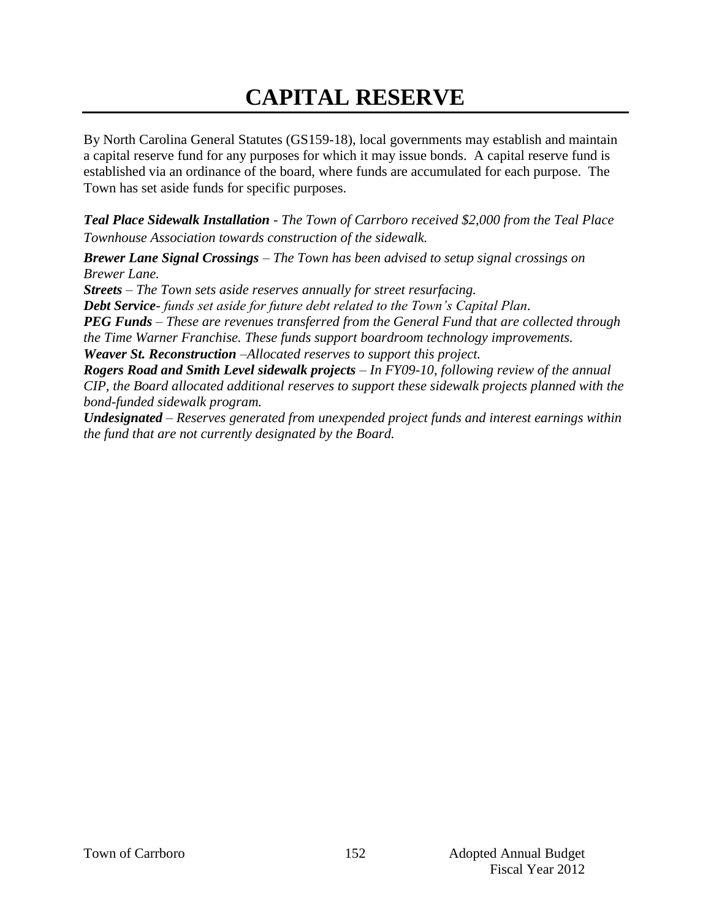# CAPITAL RESERVE

By North Carolina General Statutes (GS159-18), local governments may establish and maintain a capital reserve fund for any purposes for which it may issue bonds. A capital reserve fund is established via an ordinance of the board, where funds are accumulated for each purpose. The Town has set aside funds for specific purposes.

***Teal Place Sidewalk Installation*** *- The Town of Carrboro received $2,000 from the Teal Place Townhouse Association towards construction of the sidewalk.*

***Brewer Lane Signal Crossings*** *– The Town has been advised to setup signal crossings on Brewer Lane.*

***Streets*** *– The Town sets aside reserves annually for street resurfacing.*

***Debt Service****- funds set aside for future debt related to the Town's Capital Plan.*

***PEG Funds*** *– These are revenues transferred from the General Fund that are collected through the Time Warner Franchise. These funds support boardroom technology improvements.*

***Weaver St. Reconstruction*** *–Allocated reserves to support this project.*

***Rogers Road and Smith Level sidewalk projects*** *– In FY09-10, following review of the annual CIP, the Board allocated additional reserves to support these sidewalk projects planned with the bond-funded sidewalk program.*

***Undesignated*** *– Reserves generated from unexpended project funds and interest earnings within the fund that are not currently designated by the Board.*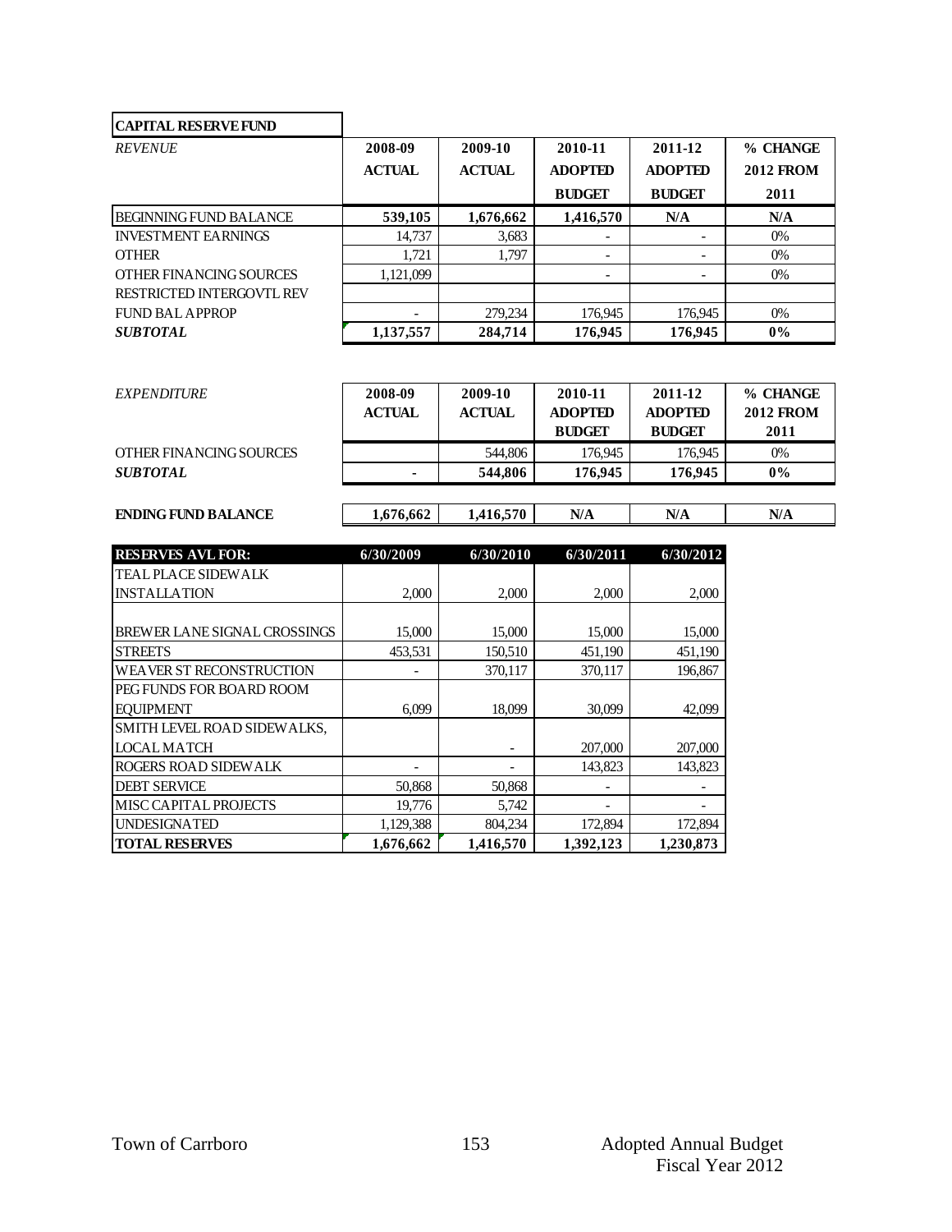| CAPITAL RESERVE FUND | | | | | |
|---|---|---|---|---|---|
| *REVENUE* | **2008-09 ACTUAL** | **2009-10 ACTUAL** | **2010-11 ADOPTED BUDGET** | **2011-12 ADOPTED BUDGET** | **% CHANGE 2012 FROM 2011** |
| BEGINNING FUND BALANCE | **539,105** | **1,676,662** | **1,416,570** | **N/A** | **N/A** |
| INVESTMENT EARNINGS | 14,737 | 3,683 | - | - | 0% |
| OTHER | 1,721 | 1,797 | - | - | 0% |
| OTHER FINANCING SOURCES | 1,121,099 | | - | - | 0% |
| RESTRICTED INTERGOVTL REV | | | | | |
| FUND BAL APPROP | - | 279,234 | 176,945 | 176,945 | 0% |
| ***SUBTOTAL*** | **1,137,557** | **284,714** | **176,945** | **176,945** | **0%** |

| *EXPENDITURE* | **2008-09 ACTUAL** | **2009-10 ACTUAL** | **2010-11 ADOPTED BUDGET** | **2011-12 ADOPTED BUDGET** | **% CHANGE 2012 FROM 2011** |
|---|---|---|---|---|---|
| OTHER FINANCING SOURCES | | 544,806 | 176,945 | 176,945 | 0% |
| ***SUBTOTAL*** | **-** | **544,806** | **176,945** | **176,945** | **0%** |
| **ENDING FUND BALANCE** | **1,676,662** | **1,416,570** | **N/A** | **N/A** | **N/A** |

| RESERVES AVL FOR: | 6/30/2009 | 6/30/2010 | 6/30/2011 | 6/30/2012 |
|---|---|---|---|---|
| TEAL PLACE SIDEWALK INSTALLATION | 2,000 | 2,000 | 2,000 | 2,000 |
| BREWER LANE SIGNAL CROSSINGS | 15,000 | 15,000 | 15,000 | 15,000 |
| STREETS | 453,531 | 150,510 | 451,190 | 451,190 |
| WEAVER ST RECONSTRUCTION | - | 370,117 | 370,117 | 196,867 |
| PEG FUNDS FOR BOARD ROOM EQUIPMENT | 6,099 | 18,099 | 30,099 | 42,099 |
| SMITH LEVEL ROAD SIDEWALKS, LOCAL MATCH | | - | 207,000 | 207,000 |
| ROGERS ROAD SIDEWALK | - | - | 143,823 | 143,823 |
| DEBT SERVICE | 50,868 | 50,868 | - | - |
| MISC CAPITAL PROJECTS | 19,776 | 5,742 | - | - |
| UNDESIGNATED | 1,129,388 | 804,234 | 172,894 | 172,894 |
| **TOTAL RESERVES** | **1,676,662** | **1,416,570** | **1,392,123** | **1,230,873** |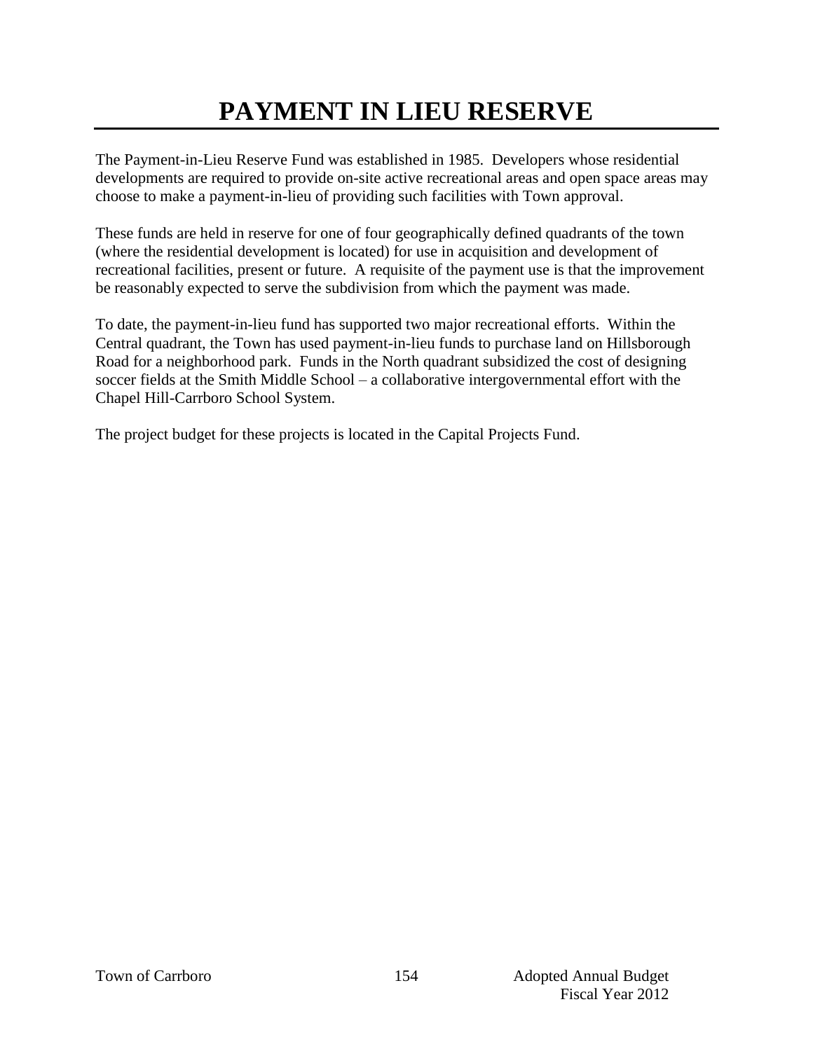# PAYMENT IN LIEU RESERVE

The Payment-in-Lieu Reserve Fund was established in 1985. Developers whose residential developments are required to provide on-site active recreational areas and open space areas may choose to make a payment-in-lieu of providing such facilities with Town approval.

These funds are held in reserve for one of four geographically defined quadrants of the town (where the residential development is located) for use in acquisition and development of recreational facilities, present or future. A requisite of the payment use is that the improvement be reasonably expected to serve the subdivision from which the payment was made.

To date, the payment-in-lieu fund has supported two major recreational efforts. Within the Central quadrant, the Town has used payment-in-lieu funds to purchase land on Hillsborough Road for a neighborhood park. Funds in the North quadrant subsidized the cost of designing soccer fields at the Smith Middle School – a collaborative intergovernmental effort with the Chapel Hill-Carrboro School System.

The project budget for these projects is located in the Capital Projects Fund.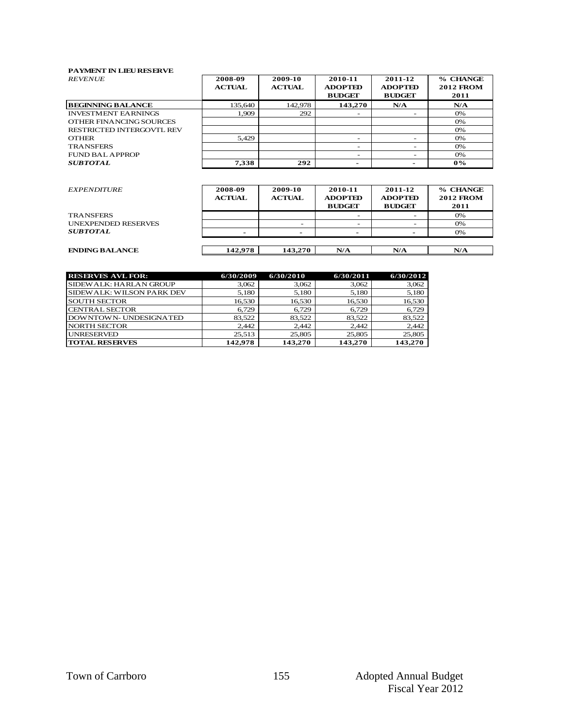**PAYMENT IN LIEU RESERVE**

| *REVENUE* | 2008-09 ACTUAL | 2009-10 ACTUAL | 2010-11 ADOPTED BUDGET | 2011-12 ADOPTED BUDGET | % CHANGE 2012 FROM 2011 |
|---|---|---|---|---|---|
| **BEGINNING BALANCE** | 135,640 | 142,978 | **143,270** | **N/A** | **N/A** |
| INVESTMENT EARNINGS | 1,909 | 292 | - | - | 0% |
| OTHER FINANCING SOURCES | | | | | 0% |
| RESTRICTED INTERGOVTL REV | | | | | 0% |
| OTHER | 5,429 | | - | - | 0% |
| TRANSFERS | | | - | - | 0% |
| FUND BAL APPROP | | | - | - | 0% |
| ***SUBTOTAL*** | **7,338** | **292** | **-** | **-** | **0%** |

| *EXPENDITURE* | 2008-09 ACTUAL | 2009-10 ACTUAL | 2010-11 ADOPTED BUDGET | 2011-12 ADOPTED BUDGET | % CHANGE 2012 FROM 2011 |
|---|---|---|---|---|---|
| TRANSFERS | | | - | - | 0% |
| UNEXPENDED RESERVES | | - | - | - | 0% |
| ***SUBTOTAL*** | **-** | **-** | **-** | **-** | 0% |
| | | | | | |
| **ENDING BALANCE** | **142,978** | **143,270** | **N/A** | **N/A** | **N/A** |

| RESERVES AVL FOR: | 6/30/2009 | 6/30/2010 | 6/30/2011 | 6/30/2012 |
|---|---|---|---|---|
| SIDEWALK: HARLAN GROUP | 3,062 | 3,062 | 3,062 | 3,062 |
| SIDEWALK: WILSON PARK DEV | 5,180 | 5,180 | 5,180 | 5,180 |
| SOUTH SECTOR | 16,530 | 16,530 | 16,530 | 16,530 |
| CENTRAL SECTOR | 6,729 | 6,729 | 6,729 | 6,729 |
| DOWNTOWN- UNDESIGNATED | 83,522 | 83,522 | 83,522 | 83,522 |
| NORTH SECTOR | 2,442 | 2,442 | 2,442 | 2,442 |
| UNRESERVED | 25,513 | 25,805 | 25,805 | 25,805 |
| **TOTAL RESERVES** | **142,978** | **143,270** | **143,270** | **143,270** |